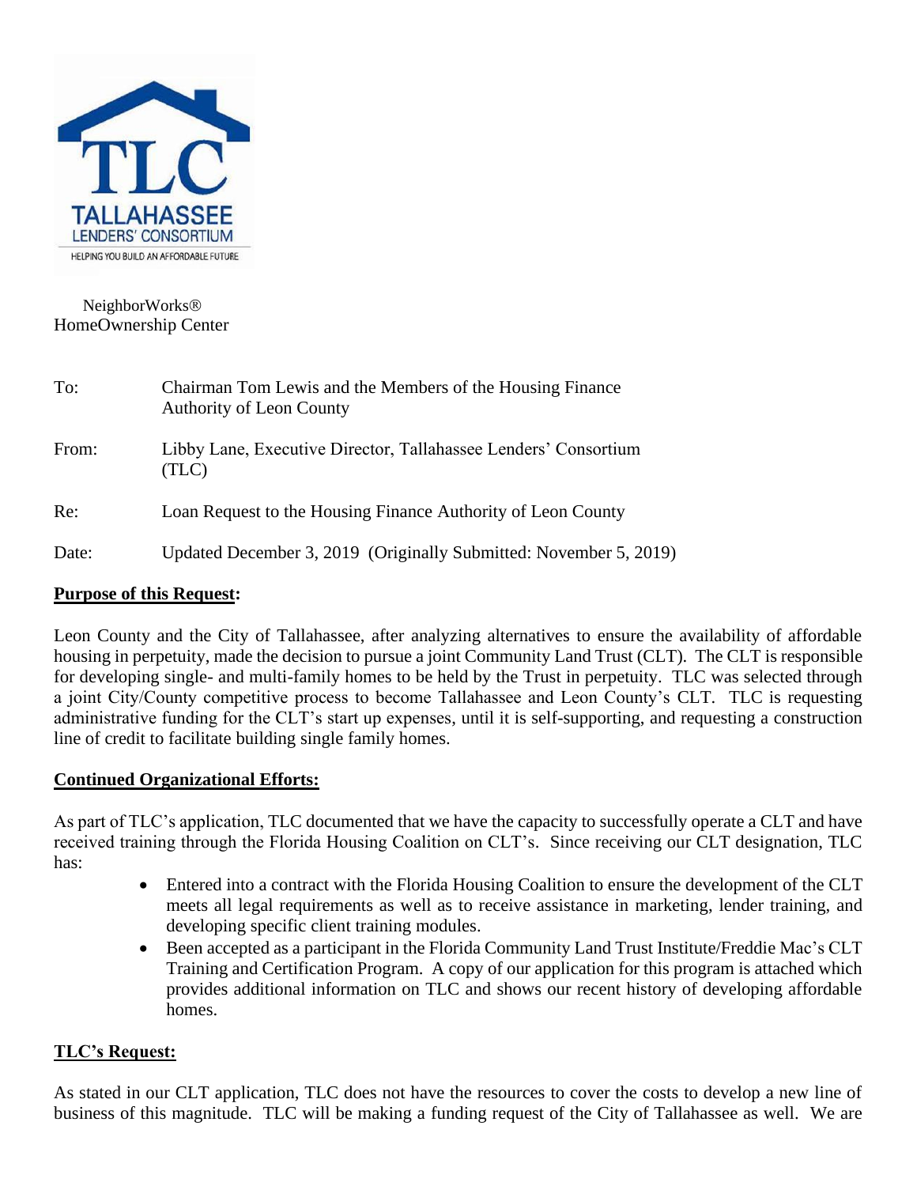TLC
TALLAHASSEE
LENDERS' CONSORTIUM
HELPING YOU BUILD AN AFFORDABLE FUTURE

NeighborWorks®
HomeOwnership Center

| | |
|---|---|
| To: | Chairman Tom Lewis and the Members of the Housing Finance Authority of Leon County |
| From: | Libby Lane, Executive Director, Tallahassee Lenders' Consortium (TLC) |
| Re: | Loan Request to the Housing Finance Authority of Leon County |
| Date: | Updated December 3, 2019 (Originally Submitted: November 5, 2019) |

**Purpose of this Request:**

Leon County and the City of Tallahassee, after analyzing alternatives to ensure the availability of affordable housing in perpetuity, made the decision to pursue a joint Community Land Trust (CLT). The CLT is responsible for developing single- and multi-family homes to be held by the Trust in perpetuity. TLC was selected through a joint City/County competitive process to become Tallahassee and Leon County's CLT. TLC is requesting administrative funding for the CLT's start up expenses, until it is self-supporting, and requesting a construction line of credit to facilitate building single family homes.

**Continued Organizational Efforts:**

As part of TLC's application, TLC documented that we have the capacity to successfully operate a CLT and have received training through the Florida Housing Coalition on CLT's. Since receiving our CLT designation, TLC has:

- Entered into a contract with the Florida Housing Coalition to ensure the development of the CLT meets all legal requirements as well as to receive assistance in marketing, lender training, and developing specific client training modules.
- Been accepted as a participant in the Florida Community Land Trust Institute/Freddie Mac's CLT Training and Certification Program. A copy of our application for this program is attached which provides additional information on TLC and shows our recent history of developing affordable homes.

**TLC's Request:**

As stated in our CLT application, TLC does not have the resources to cover the costs to develop a new line of business of this magnitude. TLC will be making a funding request of the City of Tallahassee as well. We are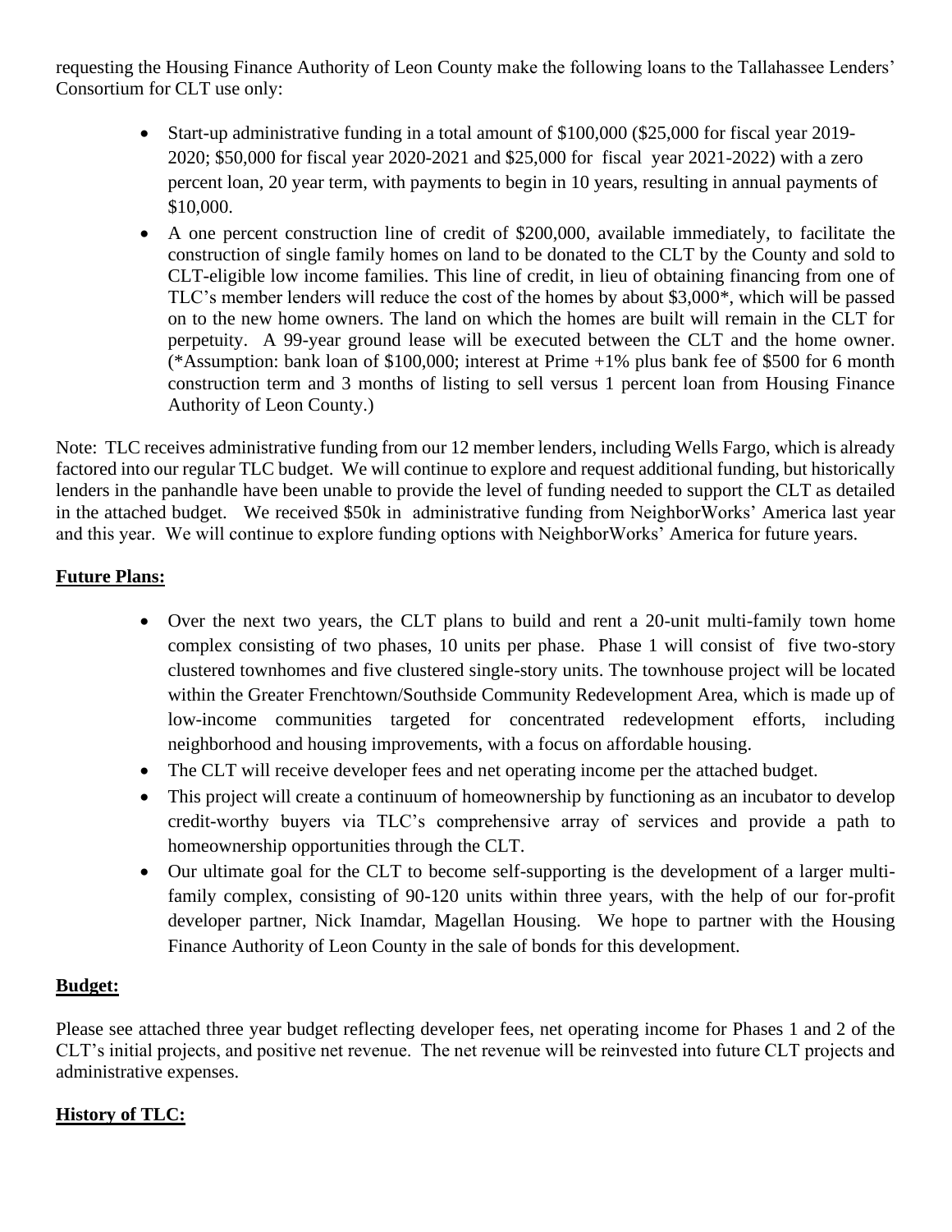requesting the Housing Finance Authority of Leon County make the following loans to the Tallahassee Lenders' Consortium for CLT use only:

- Start-up administrative funding in a total amount of $100,000 ($25,000 for fiscal year 2019-2020; $50,000 for fiscal year 2020-2021 and $25,000 for fiscal year 2021-2022) with a zero percent loan, 20 year term, with payments to begin in 10 years, resulting in annual payments of $10,000.
- A one percent construction line of credit of $200,000, available immediately, to facilitate the construction of single family homes on land to be donated to the CLT by the County and sold to CLT-eligible low income families. This line of credit, in lieu of obtaining financing from one of TLC's member lenders will reduce the cost of the homes by about $3,000*, which will be passed on to the new home owners. The land on which the homes are built will remain in the CLT for perpetuity. A 99-year ground lease will be executed between the CLT and the home owner. (*Assumption: bank loan of $100,000; interest at Prime +1% plus bank fee of $500 for 6 month construction term and 3 months of listing to sell versus 1 percent loan from Housing Finance Authority of Leon County.)

Note: TLC receives administrative funding from our 12 member lenders, including Wells Fargo, which is already factored into our regular TLC budget. We will continue to explore and request additional funding, but historically lenders in the panhandle have been unable to provide the level of funding needed to support the CLT as detailed in the attached budget. We received $50k in administrative funding from NeighborWorks' America last year and this year. We will continue to explore funding options with NeighborWorks' America for future years.

**Future Plans:**

- Over the next two years, the CLT plans to build and rent a 20-unit multi-family town home complex consisting of two phases, 10 units per phase. Phase 1 will consist of five two-story clustered townhomes and five clustered single-story units. The townhouse project will be located within the Greater Frenchtown/Southside Community Redevelopment Area, which is made up of low-income communities targeted for concentrated redevelopment efforts, including neighborhood and housing improvements, with a focus on affordable housing.
- The CLT will receive developer fees and net operating income per the attached budget.
- This project will create a continuum of homeownership by functioning as an incubator to develop credit-worthy buyers via TLC's comprehensive array of services and provide a path to homeownership opportunities through the CLT.
- Our ultimate goal for the CLT to become self-supporting is the development of a larger multi-family complex, consisting of 90-120 units within three years, with the help of our for-profit developer partner, Nick Inamdar, Magellan Housing. We hope to partner with the Housing Finance Authority of Leon County in the sale of bonds for this development.

**Budget:**

Please see attached three year budget reflecting developer fees, net operating income for Phases 1 and 2 of the CLT's initial projects, and positive net revenue. The net revenue will be reinvested into future CLT projects and administrative expenses.

**History of TLC:**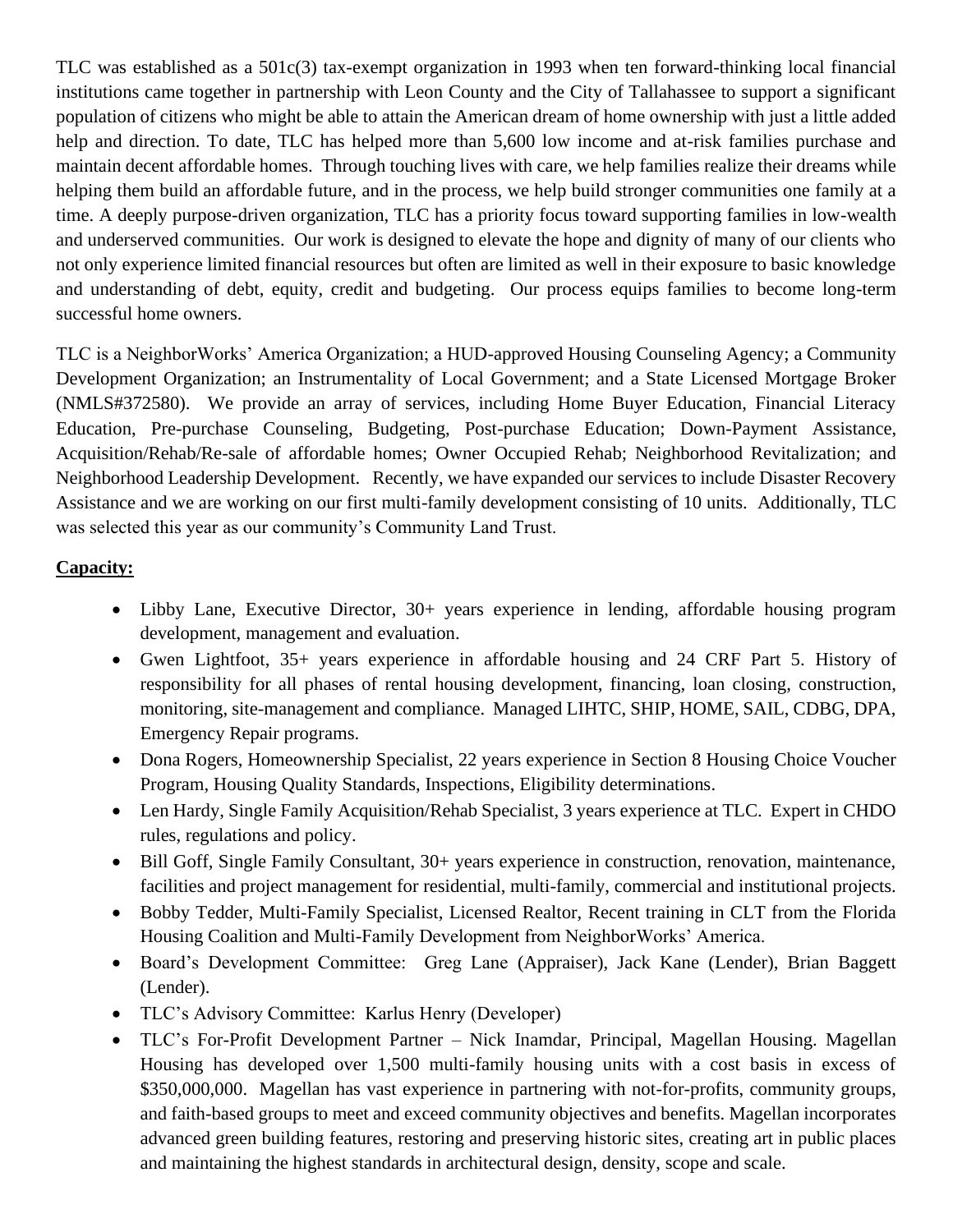TLC was established as a 501c(3) tax-exempt organization in 1993 when ten forward-thinking local financial institutions came together in partnership with Leon County and the City of Tallahassee to support a significant population of citizens who might be able to attain the American dream of home ownership with just a little added help and direction. To date, TLC has helped more than 5,600 low income and at-risk families purchase and maintain decent affordable homes. Through touching lives with care, we help families realize their dreams while helping them build an affordable future, and in the process, we help build stronger communities one family at a time. A deeply purpose-driven organization, TLC has a priority focus toward supporting families in low-wealth and underserved communities. Our work is designed to elevate the hope and dignity of many of our clients who not only experience limited financial resources but often are limited as well in their exposure to basic knowledge and understanding of debt, equity, credit and budgeting. Our process equips families to become long-term successful home owners.

TLC is a NeighborWorks' America Organization; a HUD-approved Housing Counseling Agency; a Community Development Organization; an Instrumentality of Local Government; and a State Licensed Mortgage Broker (NMLS#372580). We provide an array of services, including Home Buyer Education, Financial Literacy Education, Pre-purchase Counseling, Budgeting, Post-purchase Education; Down-Payment Assistance, Acquisition/Rehab/Re-sale of affordable homes; Owner Occupied Rehab; Neighborhood Revitalization; and Neighborhood Leadership Development. Recently, we have expanded our services to include Disaster Recovery Assistance and we are working on our first multi-family development consisting of 10 units. Additionally, TLC was selected this year as our community's Community Land Trust.

**Capacity:**

- Libby Lane, Executive Director, 30+ years experience in lending, affordable housing program development, management and evaluation.
- Gwen Lightfoot, 35+ years experience in affordable housing and 24 CRF Part 5. History of responsibility for all phases of rental housing development, financing, loan closing, construction, monitoring, site-management and compliance. Managed LIHTC, SHIP, HOME, SAIL, CDBG, DPA, Emergency Repair programs.
- Dona Rogers, Homeownership Specialist, 22 years experience in Section 8 Housing Choice Voucher Program, Housing Quality Standards, Inspections, Eligibility determinations.
- Len Hardy, Single Family Acquisition/Rehab Specialist, 3 years experience at TLC. Expert in CHDO rules, regulations and policy.
- Bill Goff, Single Family Consultant, 30+ years experience in construction, renovation, maintenance, facilities and project management for residential, multi-family, commercial and institutional projects.
- Bobby Tedder, Multi-Family Specialist, Licensed Realtor, Recent training in CLT from the Florida Housing Coalition and Multi-Family Development from NeighborWorks' America.
- Board's Development Committee: Greg Lane (Appraiser), Jack Kane (Lender), Brian Baggett (Lender).
- TLC's Advisory Committee: Karlus Henry (Developer)
- TLC's For-Profit Development Partner – Nick Inamdar, Principal, Magellan Housing. Magellan Housing has developed over 1,500 multi-family housing units with a cost basis in excess of $350,000,000. Magellan has vast experience in partnering with not-for-profits, community groups, and faith-based groups to meet and exceed community objectives and benefits. Magellan incorporates advanced green building features, restoring and preserving historic sites, creating art in public places and maintaining the highest standards in architectural design, density, scope and scale.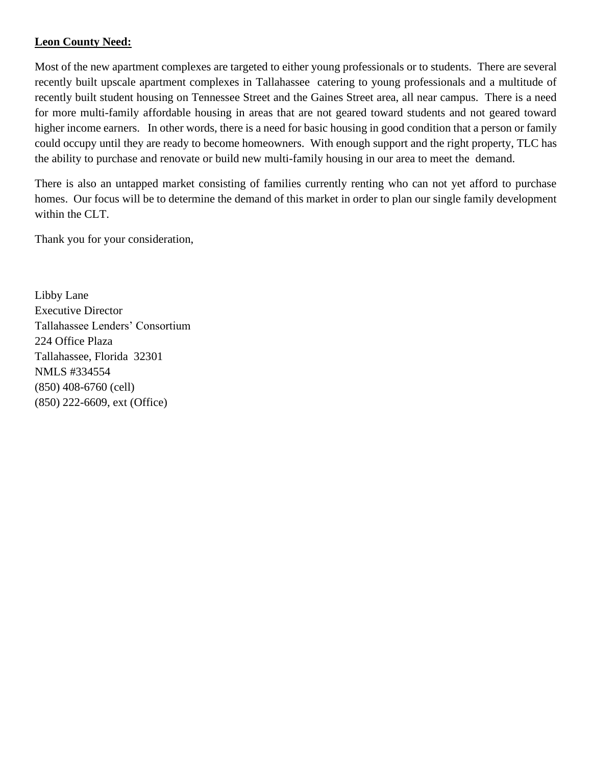**<u>Leon County Need:</u>**

Most of the new apartment complexes are targeted to either young professionals or to students. There are several recently built upscale apartment complexes in Tallahassee catering to young professionals and a multitude of recently built student housing on Tennessee Street and the Gaines Street area, all near campus. There is a need for more multi-family affordable housing in areas that are not geared toward students and not geared toward higher income earners. In other words, there is a need for basic housing in good condition that a person or family could occupy until they are ready to become homeowners. With enough support and the right property, TLC has the ability to purchase and renovate or build new multi-family housing in our area to meet the demand.

There is also an untapped market consisting of families currently renting who can not yet afford to purchase homes. Our focus will be to determine the demand of this market in order to plan our single family development within the CLT.

Thank you for your consideration,

Libby Lane
Executive Director
Tallahassee Lenders' Consortium
224 Office Plaza
Tallahassee, Florida 32301
NMLS #334554
(850) 408-6760 (cell)
(850) 222-6609, ext (Office)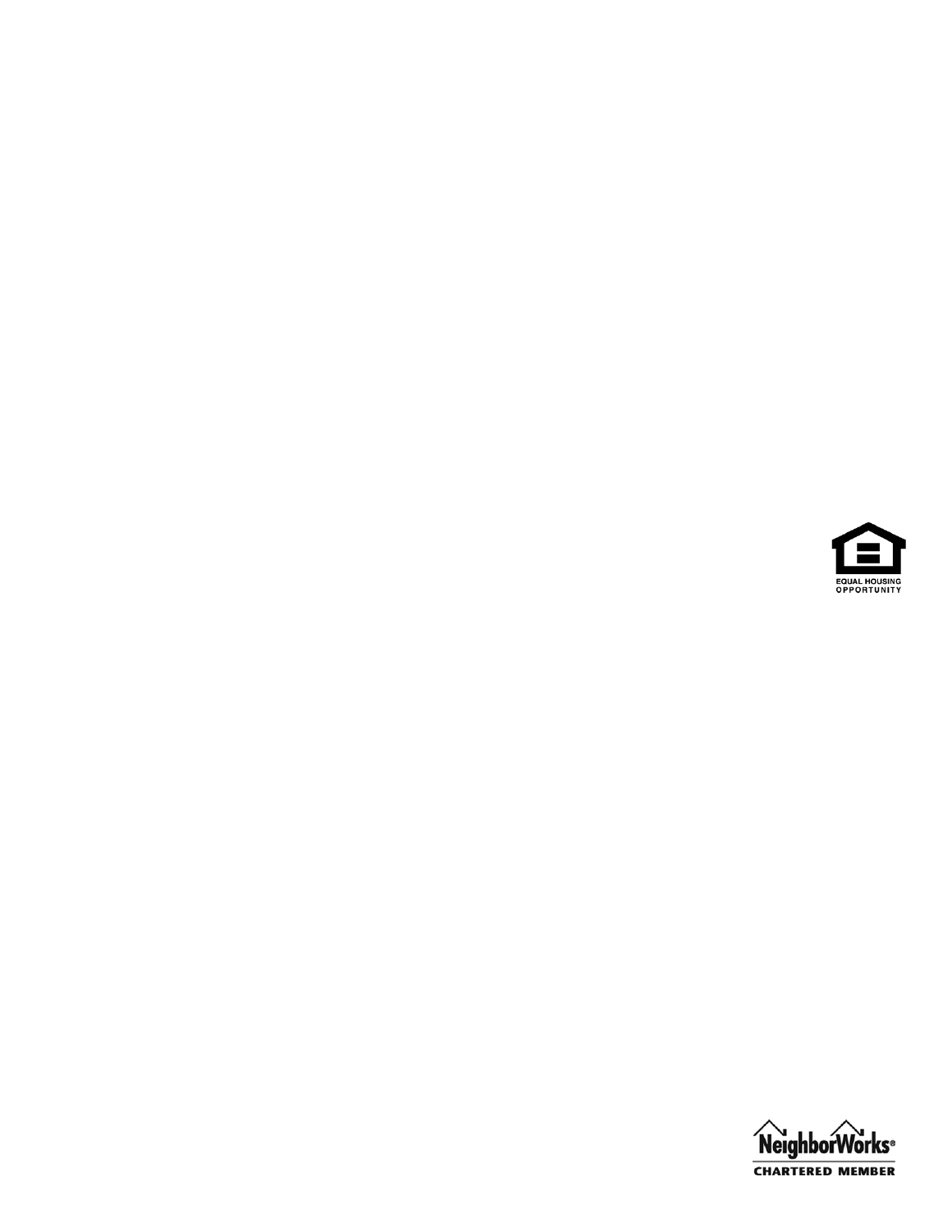EQUAL HOUSING OPPORTUNITY

NeighborWorks®
CHARTERED MEMBER